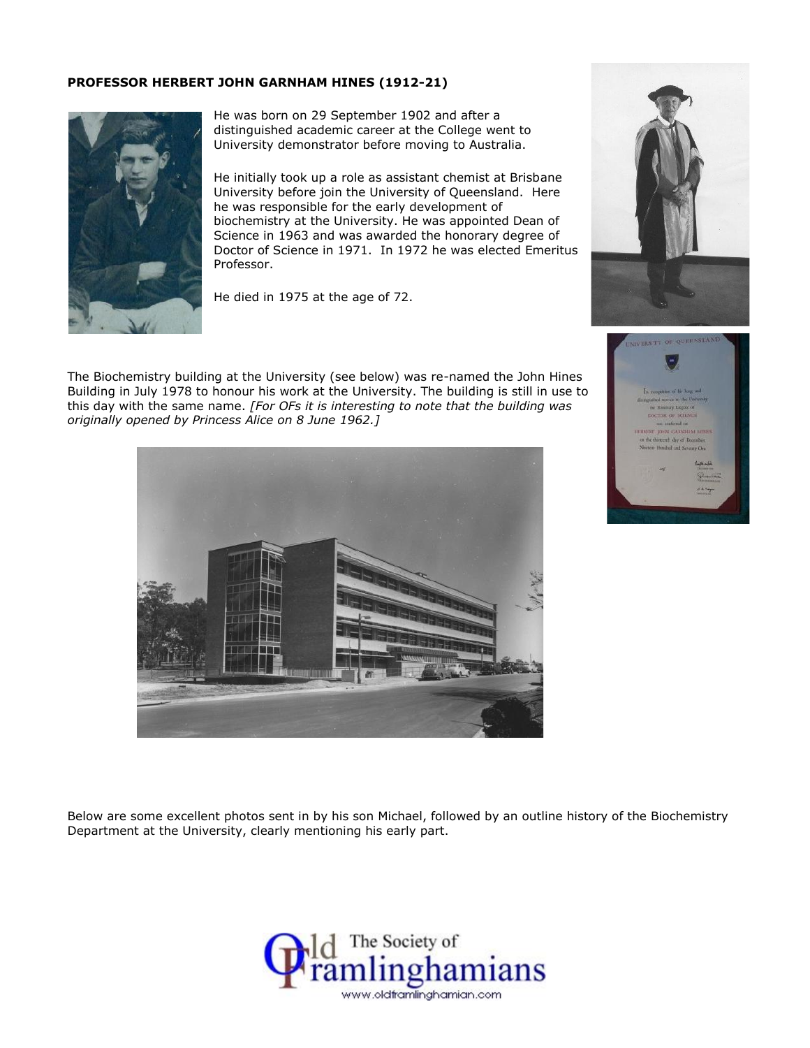**PROFESSOR HERBERT JOHN GARNHAM HINES (1912-21)**

He was born on 29 September 1902 and after a distinguished academic career at the College went to University demonstrator before moving to Australia.

He initially took up a role as assistant chemist at Brisbane University before join the University of Queensland. Here he was responsible for the early development of biochemistry at the University. He was appointed Dean of Science in 1963 and was awarded the honorary degree of Doctor of Science in 1971. In 1972 he was elected Emeritus Professor.

He died in 1975 at the age of 72.

The Biochemistry building at the University (see below) was re-named the John Hines Building in July 1978 to honour his work at the University. The building is still in use to this day with the same name. *[For OFs it is interesting to note that the building was originally opened by Princess Alice on 8 June 1962.]*

Below are some excellent photos sent in by his son Michael, followed by an outline history of the Biochemistry Department at the University, clearly mentioning his early part.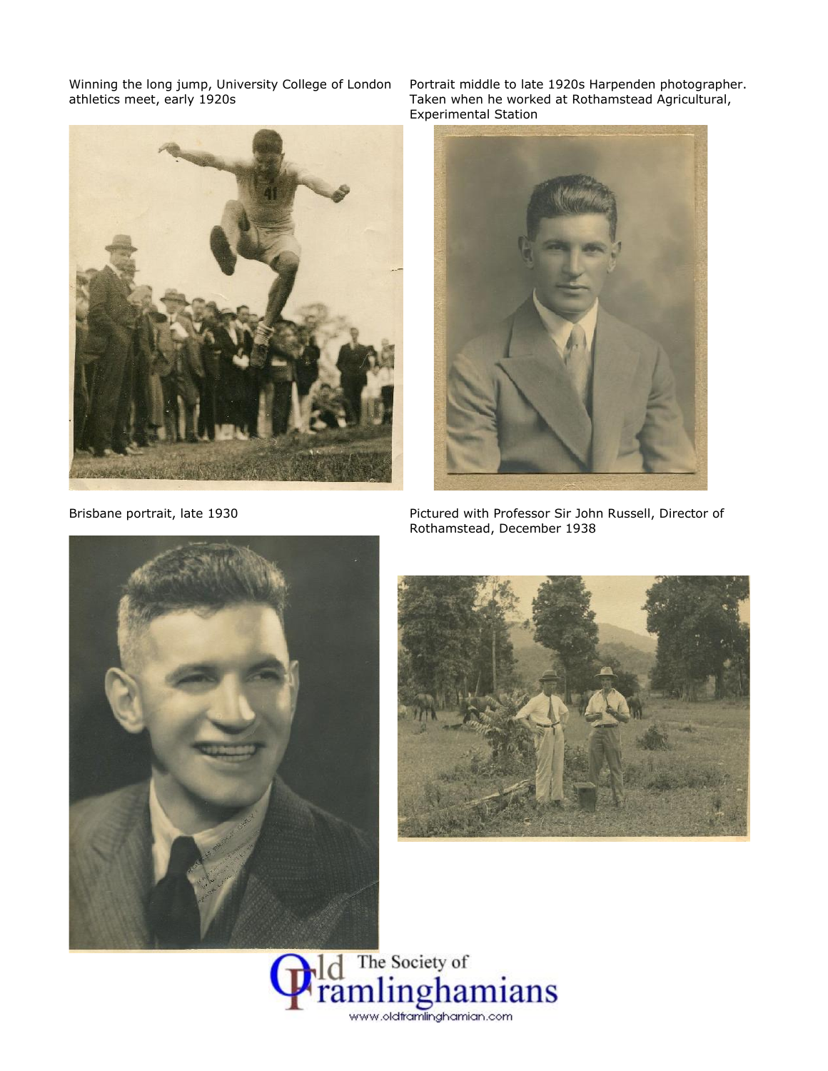Winning the long jump, University College of London athletics meet, early 1920s

Portrait middle to late 1920s Harpenden photographer. Taken when he worked at Rothamstead Agricultural, Experimental Station

Brisbane portrait, late 1930

Pictured with Professor Sir John Russell, Director of Rothamstead, December 1938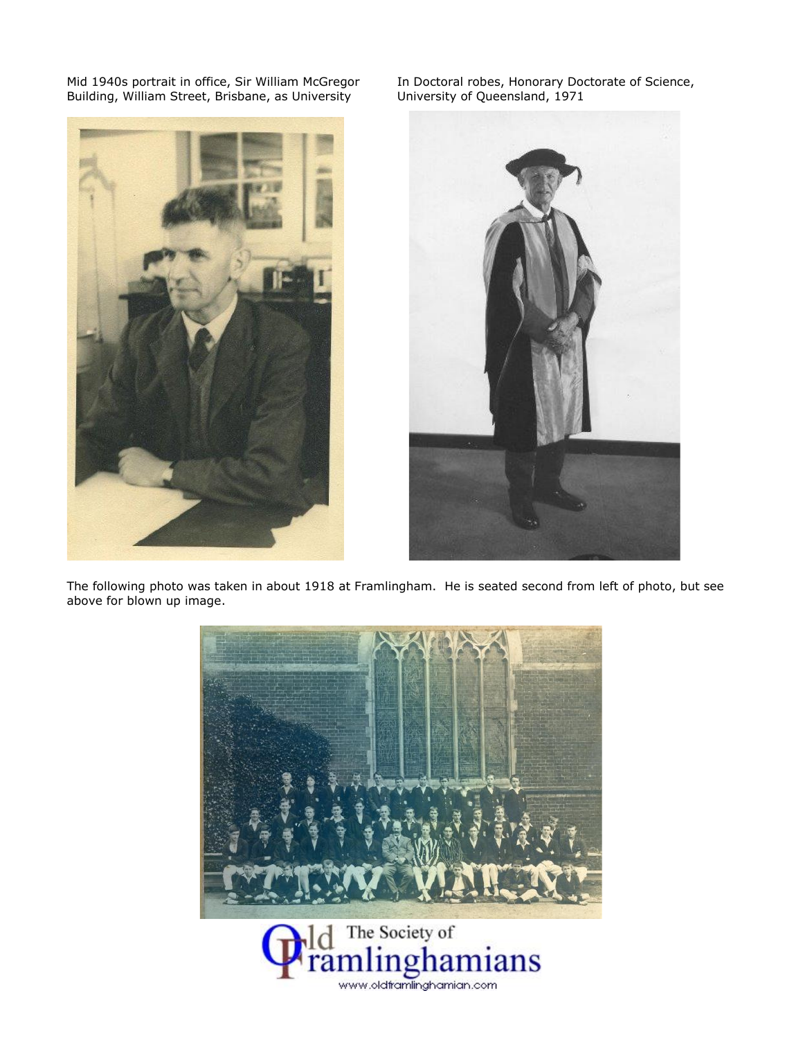Mid 1940s portrait in office, Sir William McGregor Building, William Street, Brisbane, as University

In Doctoral robes, Honorary Doctorate of Science, University of Queensland, 1971

The following photo was taken in about 1918 at Framlingham. He is seated second from left of photo, but see above for blown up image.

Old The Society of Framlinghamians

www.oldframlinghamian.com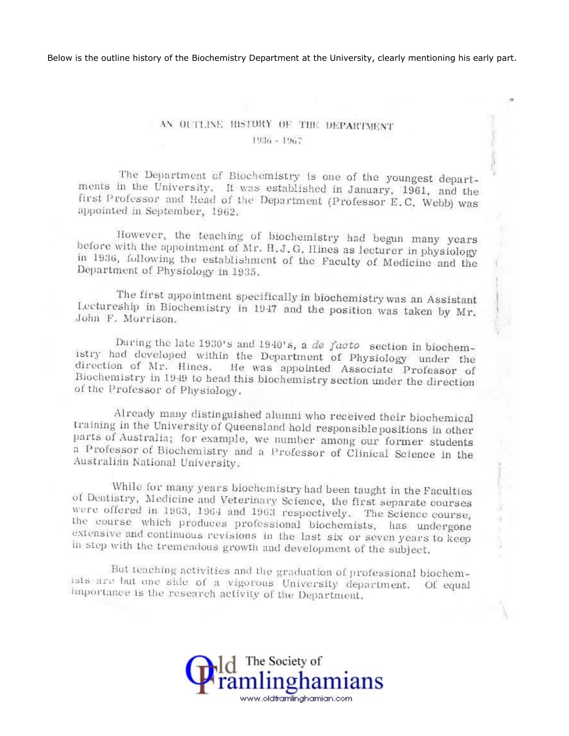Below is the outline history of the Biochemistry Department at the University, clearly mentioning his early part.

## AN OUTLINE HISTORY OF THE DEPARTMENT

1936 - 1967

The Department of Biochemistry is one of the youngest departments in the University. It was established in January, 1961, and the first Professor and Head of the Department (Professor E.C. Webb) was appointed in September, 1962.

However, the teaching of biochemistry had begun many years before with the appointment of Mr. H.J.G. Hines as lecturer in physiology in 1936, following the establishment of the Faculty of Medicine and the Department of Physiology in 1935.

The first appointment specifically in biochemistry was an Assistant Lectureship in Biochemistry in 1947 and the position was taken by Mr. John F. Morrison.

During the late 1930's and 1940's, a *de facto* section in biochemistry had developed within the Department of Physiology under the direction of Mr. Hines. He was appointed Associate Professor of Biochemistry in 1949 to head this biochemistry section under the direction of the Professor of Physiology.

Already many distinguished alumni who received their biochemical training in the University of Queensland hold responsible positions in other parts of Australia; for example, we number among our former students a Professor of Biochemistry and a Professor of Clinical Science in the Australian National University.

While for many years biochemistry had been taught in the Faculties of Dentistry, Medicine and Veterinary Science, the first separate courses were offered in 1963, 1964 and 1963 respectively. The Science course, the course which produces professional biochemists, has undergone extensive and continuous revisions in the last six or seven years to keep in step with the tremendous growth and development of the subject.

But teaching activities and the graduation of professional biochemists are but one side of a vigorous University department. Of equal importance is the research activity of the Department.

Old The Society of Framlinghamians
www.oldframlinghamian.com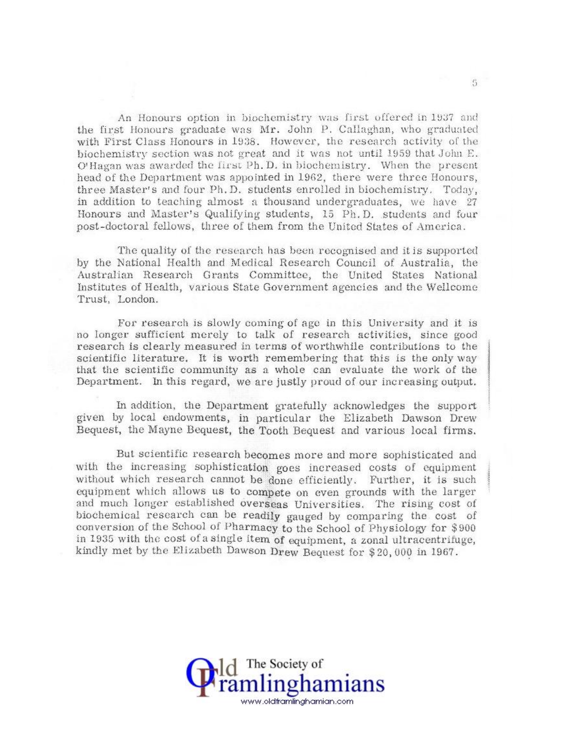An Honours option in biochemistry was first offered in 1937 and the first Honours graduate was Mr. John P. Callaghan, who graduated with First Class Honours in 1938. However, the research activity of the biochemistry section was not great and it was not until 1959 that John E. O'Hagan was awarded the first Ph. D. in biochemistry. When the present head of the Department was appointed in 1962, there were three Honours, three Master's and four Ph. D. students enrolled in biochemistry. Today, in addition to teaching almost a thousand undergraduates, we have 27 Honours and Master's Qualifying students, 15 Ph. D. students and four post-doctoral fellows, three of them from the United States of America.

The quality of the research has been recognised and it is supported by the National Health and Medical Research Council of Australia, the Australian Research Grants Committee, the United States National Institutes of Health, various State Government agencies and the Wellcome Trust, London.

For research is slowly coming of age in this University and it is no longer sufficient merely to talk of research activities, since good research is clearly measured in terms of worthwhile contributions to the scientific literature. It is worth remembering that this is the only way that the scientific community as a whole can evaluate the work of the Department. In this regard, we are justly proud of our increasing output.

In addition, the Department gratefully acknowledges the support given by local endowments, in particular the Elizabeth Dawson Drew Bequest, the Mayne Bequest, the Tooth Bequest and various local firms.

But scientific research becomes more and more sophisticated and with the increasing sophistication goes increased costs of equipment without which research cannot be done efficiently. Further, it is such equipment which allows us to compete on even grounds with the larger and much longer established overseas Universities. The rising cost of biochemical research can be readily gauged by comparing the cost of conversion of the School of Pharmacy to the School of Physiology for $900 in 1935 with the cost of a single item of equipment, a zonal ultracentrifuge, kindly met by the Elizabeth Dawson Drew Bequest for $20, 000 in 1967.